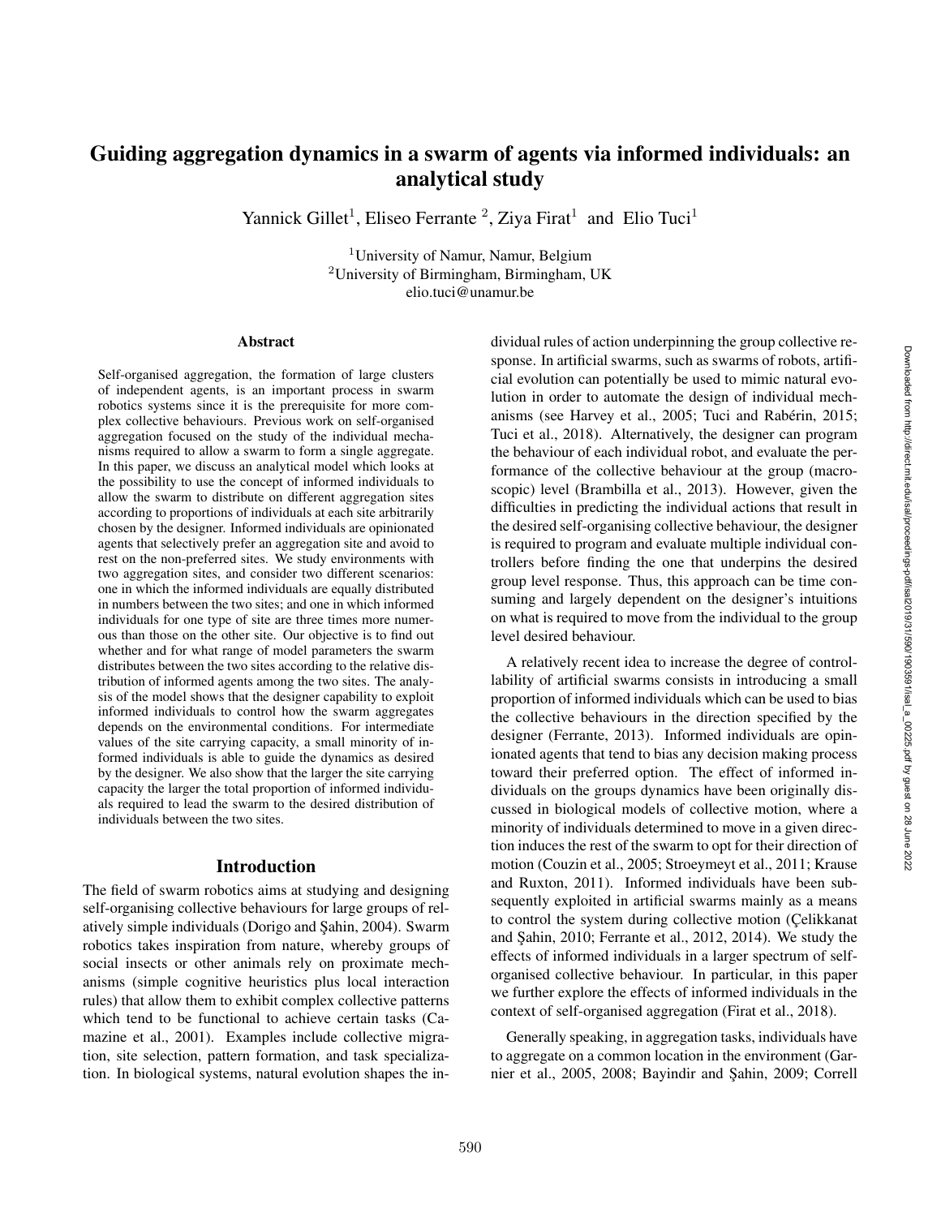# Guiding aggregation dynamics in a swarm of agents via informed individuals: an analytical study

Yannick Gillet[1], Eliseo Ferrante [2], Ziya Firat[1] and Elio Tuci[1]

[1]University of Namur, Namur, Belgium
[2]University of Birmingham, Birmingham, UK
elio.tuci@unamur.be

## Abstract

Self-organised aggregation, the formation of large clusters of independent agents, is an important process in swarm robotics systems since it is the prerequisite for more complex collective behaviours. Previous work on self-organised aggregation focused on the study of the individual mechanisms required to allow a swarm to form a single aggregate. In this paper, we discuss an analytical model which looks at the possibility to use the concept of informed individuals to allow the swarm to distribute on different aggregation sites according to proportions of individuals at each site arbitrarily chosen by the designer. Informed individuals are opinionated agents that selectively prefer an aggregation site and avoid to rest on the non-preferred sites. We study environments with two aggregation sites, and consider two different scenarios: one in which the informed individuals are equally distributed in numbers between the two sites; and one in which informed individuals for one type of site are three times more numerous than those on the other site. Our objective is to find out whether and for what range of model parameters the swarm distributes between the two sites according to the relative distribution of informed agents among the two sites. The analysis of the model shows that the designer capability to exploit informed individuals to control how the swarm aggregates depends on the environmental conditions. For intermediate values of the site carrying capacity, a small minority of informed individuals is able to guide the dynamics as desired by the designer. We also show that the larger the site carrying capacity the larger the total proportion of informed individuals required to lead the swarm to the desired distribution of individuals between the two sites.

## Introduction

The field of swarm robotics aims at studying and designing self-organising collective behaviours for large groups of relatively simple individuals (Dorigo and Şahin, 2004). Swarm robotics takes inspiration from nature, whereby groups of social insects or other animals rely on proximate mechanisms (simple cognitive heuristics plus local interaction rules) that allow them to exhibit complex collective patterns which tend to be functional to achieve certain tasks (Camazine et al., 2001). Examples include collective migration, site selection, pattern formation, and task specialization. In biological systems, natural evolution shapes the individual rules of action underpinning the group collective response. In artificial swarms, such as swarms of robots, artificial evolution can potentially be used to mimic natural evolution in order to automate the design of individual mechanisms (see Harvey et al., 2005; Tuci and Rabérin, 2015; Tuci et al., 2018). Alternatively, the designer can program the behaviour of each individual robot, and evaluate the performance of the collective behaviour at the group (macroscopic) level (Brambilla et al., 2013). However, given the difficulties in predicting the individual actions that result in the desired self-organising collective behaviour, the designer is required to program and evaluate multiple individual controllers before finding the one that underpins the desired group level response. Thus, this approach can be time consuming and largely dependent on the designer's intuitions on what is required to move from the individual to the group level desired behaviour.

A relatively recent idea to increase the degree of controllability of artificial swarms consists in introducing a small proportion of informed individuals which can be used to bias the collective behaviours in the direction specified by the designer (Ferrante, 2013). Informed individuals are opinionated agents that tend to bias any decision making process toward their preferred option. The effect of informed individuals on the groups dynamics have been originally discussed in biological models of collective motion, where a minority of individuals determined to move in a given direction induces the rest of the swarm to opt for their direction of motion (Couzin et al., 2005; Stroeymeyt et al., 2011; Krause and Ruxton, 2011). Informed individuals have been subsequently exploited in artificial swarms mainly as a means to control the system during collective motion (Çelikkanat and Şahin, 2010; Ferrante et al., 2012, 2014). We study the effects of informed individuals in a larger spectrum of self-organised collective behaviour. In particular, in this paper we further explore the effects of informed individuals in the context of self-organised aggregation (Firat et al., 2018).

Generally speaking, in aggregation tasks, individuals have to aggregate on a common location in the environment (Garnier et al., 2005, 2008; Bayindir and Şahin, 2009; Correll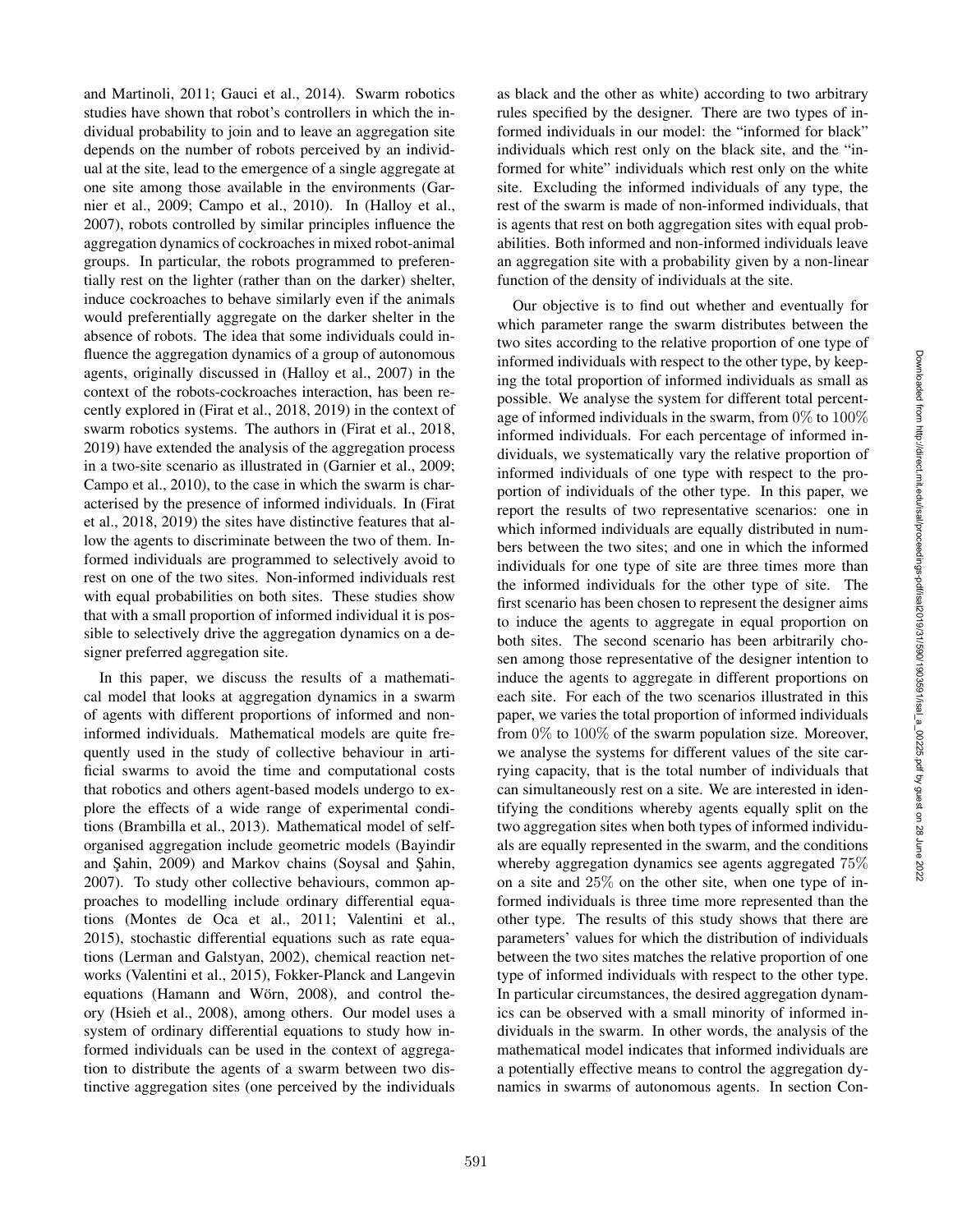and Martinoli, 2011; Gauci et al., 2014). Swarm robotics studies have shown that robot's controllers in which the individual probability to join and to leave an aggregation site depends on the number of robots perceived by an individual at the site, lead to the emergence of a single aggregate at one site among those available in the environments (Garnier et al., 2009; Campo et al., 2010). In (Halloy et al., 2007), robots controlled by similar principles influence the aggregation dynamics of cockroaches in mixed robot-animal groups. In particular, the robots programmed to preferentially rest on the lighter (rather than on the darker) shelter, induce cockroaches to behave similarly even if the animals would preferentially aggregate on the darker shelter in the absence of robots. The idea that some individuals could influence the aggregation dynamics of a group of autonomous agents, originally discussed in (Halloy et al., 2007) in the context of the robots-cockroaches interaction, has been recently explored in (Firat et al., 2018, 2019) in the context of swarm robotics systems. The authors in (Firat et al., 2018, 2019) have extended the analysis of the aggregation process in a two-site scenario as illustrated in (Garnier et al., 2009; Campo et al., 2010), to the case in which the swarm is characterised by the presence of informed individuals. In (Firat et al., 2018, 2019) the sites have distinctive features that allow the agents to discriminate between the two of them. Informed individuals are programmed to selectively avoid to rest on one of the two sites. Non-informed individuals rest with equal probabilities on both sites. These studies show that with a small proportion of informed individual it is possible to selectively drive the aggregation dynamics on a designer preferred aggregation site.

In this paper, we discuss the results of a mathematical model that looks at aggregation dynamics in a swarm of agents with different proportions of informed and non-informed individuals. Mathematical models are quite frequently used in the study of collective behaviour in artificial swarms to avoid the time and computational costs that robotics and others agent-based models undergo to explore the effects of a wide range of experimental conditions (Brambilla et al., 2013). Mathematical model of self-organised aggregation include geometric models (Bayindir and Şahin, 2009) and Markov chains (Soysal and Şahin, 2007). To study other collective behaviours, common approaches to modelling include ordinary differential equations (Montes de Oca et al., 2011; Valentini et al., 2015), stochastic differential equations such as rate equations (Lerman and Galstyan, 2002), chemical reaction networks (Valentini et al., 2015), Fokker-Planck and Langevin equations (Hamann and Wörn, 2008), and control theory (Hsieh et al., 2008), among others. Our model uses a system of ordinary differential equations to study how informed individuals can be used in the context of aggregation to distribute the agents of a swarm between two distinctive aggregation sites (one perceived by the individuals as black and the other as white) according to two arbitrary rules specified by the designer. There are two types of informed individuals in our model: the "informed for black" individuals which rest only on the black site, and the "informed for white" individuals which rest only on the white site. Excluding the informed individuals of any type, the rest of the swarm is made of non-informed individuals, that is agents that rest on both aggregation sites with equal probabilities. Both informed and non-informed individuals leave an aggregation site with a probability given by a non-linear function of the density of individuals at the site.

Our objective is to find out whether and eventually for which parameter range the swarm distributes between the two sites according to the relative proportion of one type of informed individuals with respect to the other type, by keeping the total proportion of informed individuals as small as possible. We analyse the system for different total percentage of informed individuals in the swarm, from $0\%$ to $100\%$ informed individuals. For each percentage of informed individuals, we systematically vary the relative proportion of informed individuals of one type with respect to the proportion of individuals of the other type. In this paper, we report the results of two representative scenarios: one in which informed individuals are equally distributed in numbers between the two sites; and one in which the informed individuals for one type of site are three times more than the informed individuals for the other type of site. The first scenario has been chosen to represent the designer aims to induce the agents to aggregate in equal proportion on both sites. The second scenario has been arbitrarily chosen among those representative of the designer intention to induce the agents to aggregate in different proportions on each site. For each of the two scenarios illustrated in this paper, we varies the total proportion of informed individuals from $0\%$ to $100\%$ of the swarm population size. Moreover, we analyse the systems for different values of the site carrying capacity, that is the total number of individuals that can simultaneously rest on a site. We are interested in identifying the conditions whereby agents equally split on the two aggregation sites when both types of informed individuals are equally represented in the swarm, and the conditions whereby aggregation dynamics see agents aggregated $75\%$ on a site and $25\%$ on the other site, when one type of informed individuals is three time more represented than the other type. The results of this study shows that there are parameters' values for which the distribution of individuals between the two sites matches the relative proportion of one type of informed individuals with respect to the other type. In particular circumstances, the desired aggregation dynamics can be observed with a small minority of informed individuals in the swarm. In other words, the analysis of the mathematical model indicates that informed individuals are a potentially effective means to control the aggregation dynamics in swarms of autonomous agents. In section Con-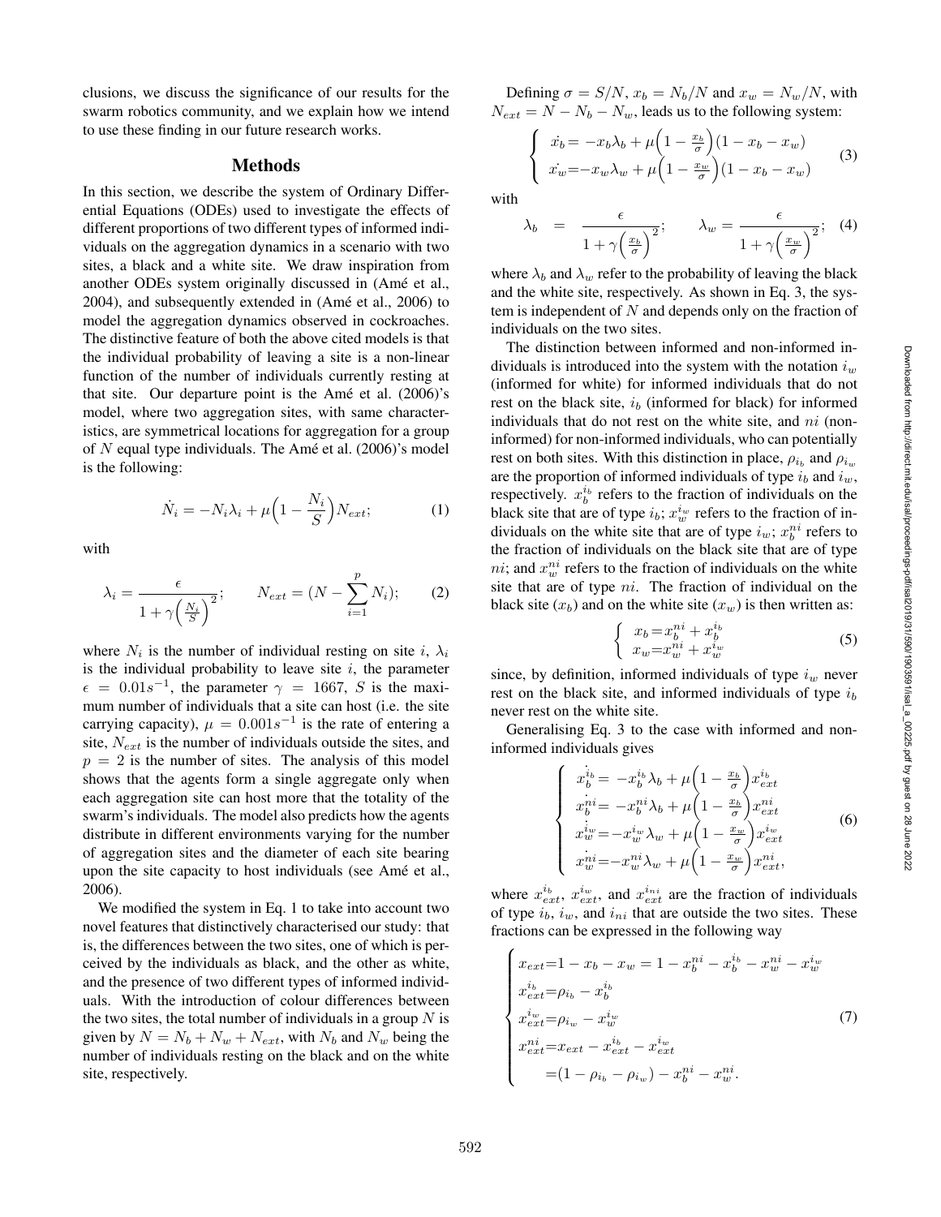clusions, we discuss the significance of our results for the swarm robotics community, and we explain how we intend to use these finding in our future research works.

## Methods

In this section, we describe the system of Ordinary Differential Equations (ODEs) used to investigate the effects of different proportions of two different types of informed individuals on the aggregation dynamics in a scenario with two sites, a black and a white site. We draw inspiration from another ODEs system originally discussed in (Amé et al., 2004), and subsequently extended in (Amé et al., 2006) to model the aggregation dynamics observed in cockroaches. The distinctive feature of both the above cited models is that the individual probability of leaving a site is a non-linear function of the number of individuals currently resting at that site. Our departure point is the Amé et al. (2006)'s model, where two aggregation sites, with same characteristics, are symmetrical locations for aggregation for a group of $N$ equal type individuals. The Amé et al. (2006)'s model is the following:

$$\dot{N_i} = -N_i\lambda_i + \mu\Big(1 - \frac{N_i}{S}\Big)N_{ext}; \tag{1}$$

with

$$\lambda_i = \frac{\epsilon}{1 + \gamma\Big(\frac{N_i}{S}\Big)^2}; \qquad N_{ext} = (N - \sum_{i=1}^{p} N_i); \tag{2}$$

where $N_i$ is the number of individual resting on site $i$, $\lambda_i$ is the individual probability to leave site $i$, the parameter $\epsilon = 0.01s^{-1}$, the parameter $\gamma = 1667$, $S$ is the maximum number of individuals that a site can host (i.e. the site carrying capacity), $\mu = 0.001s^{-1}$ is the rate of entering a site, $N_{ext}$ is the number of individuals outside the sites, and $p = 2$ is the number of sites. The analysis of this model shows that the agents form a single aggregate only when each aggregation site can host more that the totality of the swarm's individuals. The model also predicts how the agents distribute in different environments varying for the number of aggregation sites and the diameter of each site bearing upon the site capacity to host individuals (see Amé et al., 2006).

We modified the system in Eq. 1 to take into account two novel features that distinctively characterised our study: that is, the differences between the two sites, one of which is perceived by the individuals as black, and the other as white, and the presence of two different types of informed individuals. With the introduction of colour differences between the two sites, the total number of individuals in a group $N$ is given by $N = N_b + N_w + N_{ext}$, with $N_b$ and $N_w$ being the number of individuals resting on the black and on the white site, respectively.

Defining $\sigma = S/N$, $x_b = N_b/N$ and $x_w = N_w/N$, with $N_{ext} = N - N_b - N_w$, leads us to the following system:

$$\begin{cases} \dot{x_b} = -x_b\lambda_b + \mu\Big(1 - \frac{x_b}{\sigma}\Big)(1 - x_b - x_w) \\ \dot{x_w} = -x_w\lambda_w + \mu\Big(1 - \frac{x_w}{\sigma}\Big)(1 - x_b - x_w) \end{cases} \tag{3}$$

with

$$\lambda_b = \frac{\epsilon}{1 + \gamma\Big(\frac{x_b}{\sigma}\Big)^2}; \qquad \lambda_w = \frac{\epsilon}{1 + \gamma\Big(\frac{x_w}{\sigma}\Big)^2}; \tag{4}$$

where $\lambda_b$ and $\lambda_w$ refer to the probability of leaving the black and the white site, respectively. As shown in Eq. 3, the system is independent of $N$ and depends only on the fraction of individuals on the two sites.

The distinction between informed and non-informed individuals is introduced into the system with the notation $i_w$ (informed for white) for informed individuals that do not rest on the black site, $i_b$ (informed for black) for informed individuals that do not rest on the white site, and $ni$ (non-informed) for non-informed individuals, who can potentially rest on both sites. With this distinction in place, $\rho_{i_b}$ and $\rho_{i_w}$ are the proportion of informed individuals of type $i_b$ and $i_w$, respectively. $x_b^{i_b}$ refers to the fraction of individuals on the black site that are of type $i_b$; $x_w^{i_w}$ refers to the fraction of individuals on the white site that are of type $i_w$; $x_b^{ni}$ refers to the fraction of individuals on the black site that are of type $ni$; and $x_w^{ni}$ refers to the fraction of individuals on the white site that are of type $ni$. The fraction of individual on the black site ($x_b$) and on the white site ($x_w$) is then written as:

$$\begin{cases} x_b = x_b^{ni} + x_b^{i_b} \\ x_w = x_w^{ni} + x_w^{i_w} \end{cases} \tag{5}$$

since, by definition, informed individuals of type $i_w$ never rest on the black site, and informed individuals of type $i_b$ never rest on the white site.

Generalising Eq. 3 to the case with informed and non-informed individuals gives

$$\begin{cases} \dot{x_b^{i_b}} = -x_b^{i_b}\lambda_b + \mu\Big(1 - \frac{x_b}{\sigma}\Big)x_{ext}^{i_b} \\ \dot{x_b^{ni}} = -x_b^{ni}\lambda_b + \mu\Big(1 - \frac{x_b}{\sigma}\Big)x_{ext}^{ni} \\ \dot{x_w^{i_w}} = -x_w^{i_w}\lambda_w + \mu\Big(1 - \frac{x_w}{\sigma}\Big)x_{ext}^{i_w} \\ \dot{x_w^{ni}} = -x_w^{ni}\lambda_w + \mu\Big(1 - \frac{x_w}{\sigma}\Big)x_{ext}^{ni}, \end{cases} \tag{6}$$

where $x_{ext}^{i_b}$, $x_{ext}^{i_w}$, and $x_{ext}^{i_{ni}}$ are the fraction of individuals of type $i_b$, $i_w$, and $i_{ni}$ that are outside the two sites. These fractions can be expressed in the following way

$$\begin{cases} x_{ext} = 1 - x_b - x_w = 1 - x_b^{ni} - x_b^{i_b} - x_w^{ni} - x_w^{i_w} \\ x_{ext}^{i_b} = \rho_{i_b} - x_b^{i_b} \\ x_{ext}^{i_w} = \rho_{i_w} - x_w^{i_w} \\ x_{ext}^{ni} = x_{ext} - x_{ext}^{i_b} - x_{ext}^{i_w} \\ \qquad = (1 - \rho_{i_b} - \rho_{i_w}) - x_b^{ni} - x_w^{ni}. \end{cases} \tag{7}$$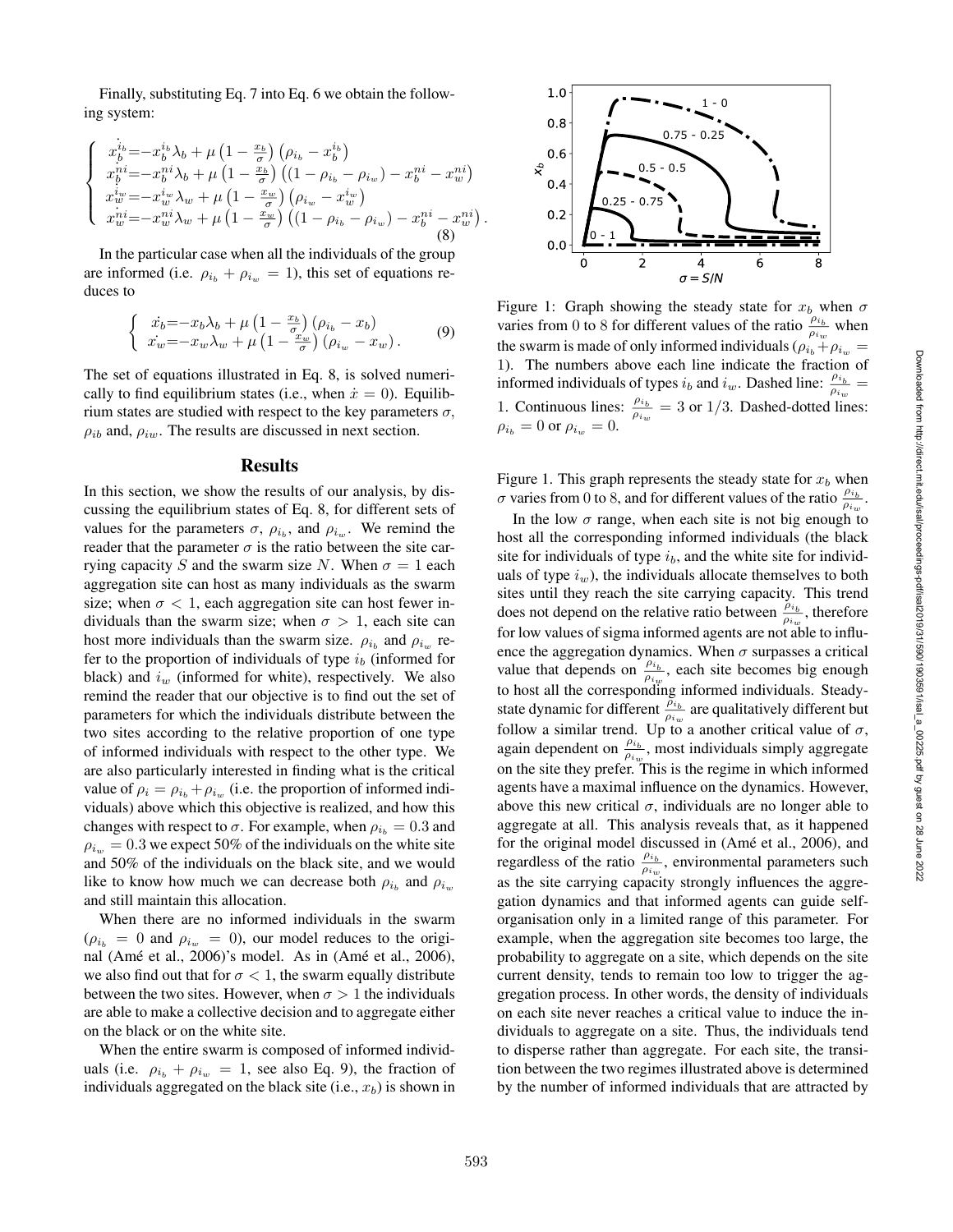Finally, substituting Eq. 7 into Eq. 6 we obtain the following system:

$$
\left\{
\begin{array}{l}
\dot{x_b^{ib}} = -x_b^{ib}\lambda_b + \mu\left(1 - \frac{x_b}{\sigma}\right)\left(\rho_{i_b} - x_b^{ib}\right) \\
\dot{x_b^{ni}} = -x_b^{ni}\lambda_b + \mu\left(1 - \frac{x_b}{\sigma}\right)\left((1 - \rho_{i_b} - \rho_{i_w}) - x_b^{ni} - x_w^{ni}\right) \\
\dot{x_w^{iw}} = -x_w^{iw}\lambda_w + \mu\left(1 - \frac{x_w}{\sigma}\right)\left(\rho_{i_w} - x_w^{iw}\right) \\
\dot{x_w^{ni}} = -x_w^{ni}\lambda_w + \mu\left(1 - \frac{x_w}{\sigma}\right)\left((1 - \rho_{i_b} - \rho_{i_w}) - x_b^{ni} - x_w^{ni}\right).
\end{array}
\right.
\tag{8}
$$

In the particular case when all the individuals of the group are informed (i.e. $\rho_{i_b} + \rho_{i_w} = 1$), this set of equations reduces to

$$
\left\{
\begin{array}{l}
\dot{x_b} = -x_b\lambda_b + \mu\left(1 - \frac{x_b}{\sigma}\right)\left(\rho_{i_b} - x_b\right) \\
\dot{x_w} = -x_w\lambda_w + \mu\left(1 - \frac{x_w}{\sigma}\right)\left(\rho_{i_w} - x_w\right).
\end{array}
\right.
\tag{9}
$$

The set of equations illustrated in Eq. 8, is solved numerically to find equilibrium states (i.e., when $\dot{x} = 0$). Equilibrium states are studied with respect to the key parameters $\sigma$, $\rho_{ib}$ and, $\rho_{iw}$. The results are discussed in next section.

## Results

In this section, we show the results of our analysis, by discussing the equilibrium states of Eq. 8, for different sets of values for the parameters $\sigma$, $\rho_{i_b}$, and $\rho_{i_w}$. We remind the reader that the parameter $\sigma$ is the ratio between the site carrying capacity $S$ and the swarm size $N$. When $\sigma = 1$ each aggregation site can host as many individuals as the swarm size; when $\sigma < 1$, each aggregation site can host fewer individuals than the swarm size; when $\sigma > 1$, each site can host more individuals than the swarm size. $\rho_{i_b}$ and $\rho_{i_w}$ refer to the proportion of individuals of type $i_b$ (informed for black) and $i_w$ (informed for white), respectively. We also remind the reader that our objective is to find out the set of parameters for which the individuals distribute between the two sites according to the relative proportion of one type of informed individuals with respect to the other type. We are also particularly interested in finding what is the critical value of $\rho_i = \rho_{i_b} + \rho_{i_w}$ (i.e. the proportion of informed individuals) above which this objective is realized, and how this changes with respect to $\sigma$. For example, when $\rho_{i_b} = 0.3$ and $\rho_{i_w} = 0.3$ we expect 50% of the individuals on the white site and 50% of the individuals on the black site, and we would like to know how much we can decrease both $\rho_{i_b}$ and $\rho_{i_w}$ and still maintain this allocation.

When there are no informed individuals in the swarm ($\rho_{i_b} = 0$ and $\rho_{i_w} = 0$), our model reduces to the original (Amé et al., 2006)'s model. As in (Amé et al., 2006), we also find out that for $\sigma < 1$, the swarm equally distribute between the two sites. However, when $\sigma > 1$ the individuals are able to make a collective decision and to aggregate either on the black or on the white site.

When the entire swarm is composed of informed individuals (i.e. $\rho_{i_b} + \rho_{i_w} = 1$, see also Eq. 9), the fraction of individuals aggregated on the black site (i.e., $x_b$) is shown in Figure 1. This graph represents the steady state for $x_b$ when $\sigma$ varies from 0 to 8, and for different values of the ratio $\frac{\rho_{i_b}}{\rho_{i_w}}$.

Figure 1: Graph showing the steady state for $x_b$ when $\sigma$ varies from 0 to 8 for different values of the ratio $\frac{\rho_{i_b}}{\rho_{i_w}}$ when the swarm is made of only informed individuals ($\rho_{i_b} + \rho_{i_w} = 1$). The numbers above each line indicate the fraction of informed individuals of types $i_b$ and $i_w$. Dashed line: $\frac{\rho_{i_b}}{\rho_{i_w}} = 1$. Continuous lines: $\frac{\rho_{i_b}}{\rho_{i_w}} = 3$ or $1/3$. Dashed-dotted lines: $\rho_{i_b} = 0$ or $\rho_{i_w} = 0$.

In the low $\sigma$ range, when each site is not big enough to host all the corresponding informed individuals (the black site for individuals of type $i_b$, and the white site for individuals of type $i_w$), the individuals allocate themselves to both sites until they reach the site carrying capacity. This trend does not depend on the relative ratio between $\frac{\rho_{i_b}}{\rho_{i_w}}$, therefore for low values of sigma informed agents are not able to influence the aggregation dynamics. When $\sigma$ surpasses a critical value that depends on $\frac{\rho_{i_b}}{\rho_{i_w}}$, each site becomes big enough to host all the corresponding informed individuals. Steady-state dynamic for different $\frac{\rho_{i_b}}{\rho_{i_w}}$ are qualitatively different but follow a similar trend. Up to a another critical value of $\sigma$, again dependent on $\frac{\rho_{i_b}}{\rho_{i_w}}$, most individuals simply aggregate on the site they prefer. This is the regime in which informed agents have a maximal influence on the dynamics. However, above this new critical $\sigma$, individuals are no longer able to aggregate at all. This analysis reveals that, as it happened for the original model discussed in (Amé et al., 2006), and regardless of the ratio $\frac{\rho_{i_b}}{\rho_{i_w}}$, environmental parameters such as the site carrying capacity strongly influences the aggregation dynamics and that informed agents can guide self-organisation only in a limited range of this parameter. For example, when the aggregation site becomes too large, the probability to aggregate on a site, which depends on the site current density, tends to remain too low to trigger the aggregation process. In other words, the density of individuals on each site never reaches a critical value to induce the individuals to aggregate on a site. Thus, the individuals tend to disperse rather than aggregate. For each site, the transition between the two regimes illustrated above is determined by the number of informed individuals that are attracted by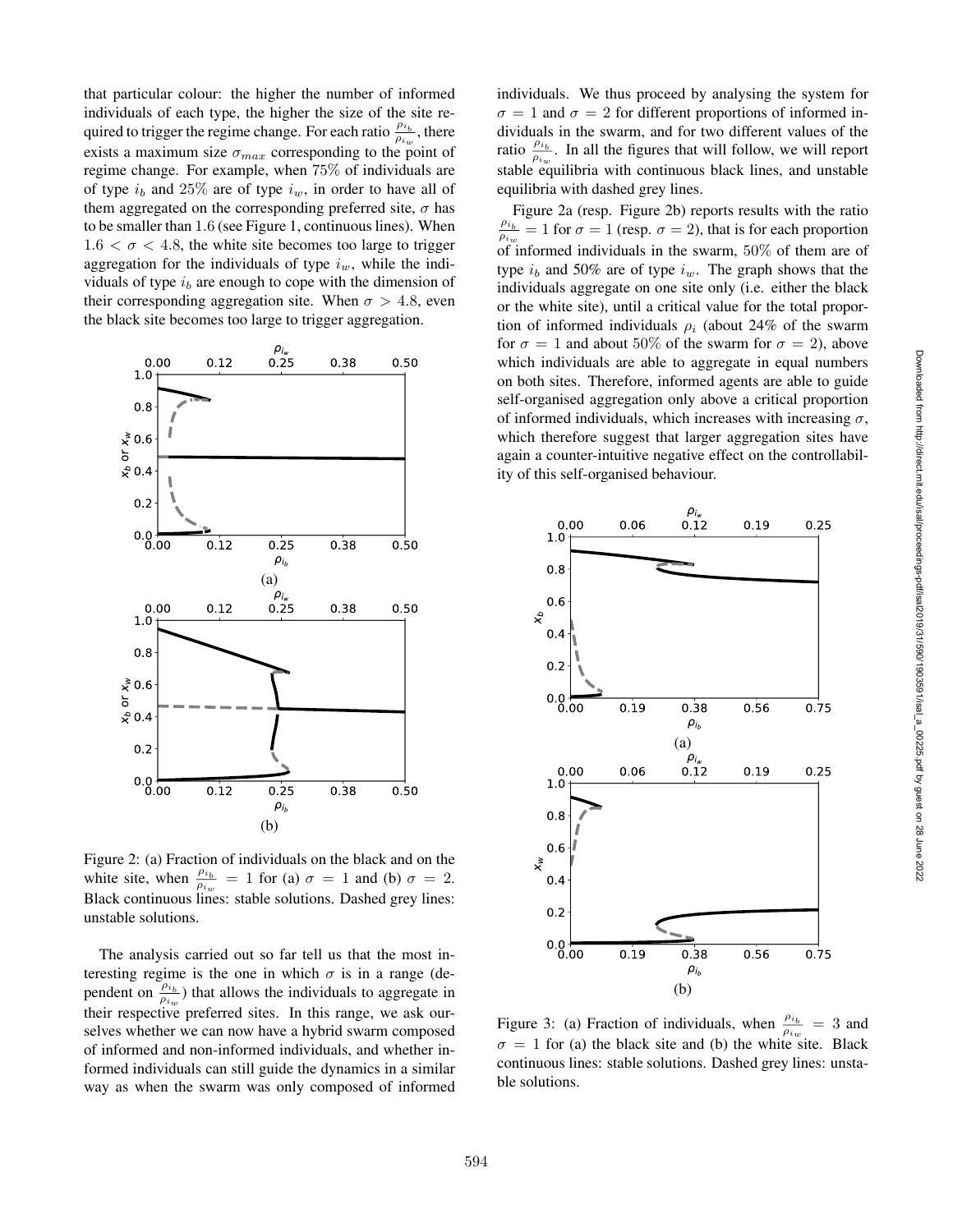that particular colour: the higher the number of informed individuals of each type, the higher the size of the site required to trigger the regime change. For each ratio $\frac{\rho_{i_b}}{\rho_{i_w}}$, there exists a maximum size $\sigma_{max}$ corresponding to the point of regime change. For example, when 75% of individuals are of type $i_b$ and 25% are of type $i_w$, in order to have all of them aggregated on the corresponding preferred site, $\sigma$ has to be smaller than 1.6 (see Figure 1, continuous lines). When $1.6 < \sigma < 4.8$, the white site becomes too large to trigger aggregation for the individuals of type $i_w$, while the individuals of type $i_b$ are enough to cope with the dimension of their corresponding aggregation site. When $\sigma > 4.8$, even the black site becomes too large to trigger aggregation.

Figure 2: (a) Fraction of individuals on the black and on the white site, when $\frac{\rho_{i_b}}{\rho_{i_w}} = 1$ for (a) $\sigma = 1$ and (b) $\sigma = 2$. Black continuous lines: stable solutions. Dashed grey lines: unstable solutions.

The analysis carried out so far tell us that the most interesting regime is the one in which $\sigma$ is in a range (dependent on $\frac{\rho_{i_b}}{\rho_{i_w}}$) that allows the individuals to aggregate in their respective preferred sites. In this range, we ask ourselves whether we can now have a hybrid swarm composed of informed and non-informed individuals, and whether informed individuals can still guide the dynamics in a similar way as when the swarm was only composed of informed individuals. We thus proceed by analysing the system for $\sigma = 1$ and $\sigma = 2$ for different proportions of informed individuals in the swarm, and for two different values of the ratio $\frac{\rho_{i_b}}{\rho_{i_w}}$. In all the figures that will follow, we will report stable equilibria with continuous black lines, and unstable equilibria with dashed grey lines.

Figure 2a (resp. Figure 2b) reports results with the ratio $\frac{\rho_{i_b}}{\rho_{i_w}} = 1$ for $\sigma = 1$ (resp. $\sigma = 2$), that is for each proportion of informed individuals in the swarm, 50% of them are of type $i_b$ and 50% are of type $i_w$. The graph shows that the individuals aggregate on one site only (i.e. either the black or the white site), until a critical value for the total proportion of informed individuals $\rho_i$ (about 24% of the swarm for $\sigma = 1$ and about 50% of the swarm for $\sigma = 2$), above which individuals are able to aggregate in equal numbers on both sites. Therefore, informed agents are able to guide self-organised aggregation only above a critical proportion of informed individuals, which increases with increasing $\sigma$, which therefore suggest that larger aggregation sites have again a counter-intuitive negative effect on the controllability of this self-organised behaviour.

Figure 3: (a) Fraction of individuals, when $\frac{\rho_{i_b}}{\rho_{i_w}} = 3$ and $\sigma = 1$ for (a) the black site and (b) the white site. Black continuous lines: stable solutions. Dashed grey lines: unstable solutions.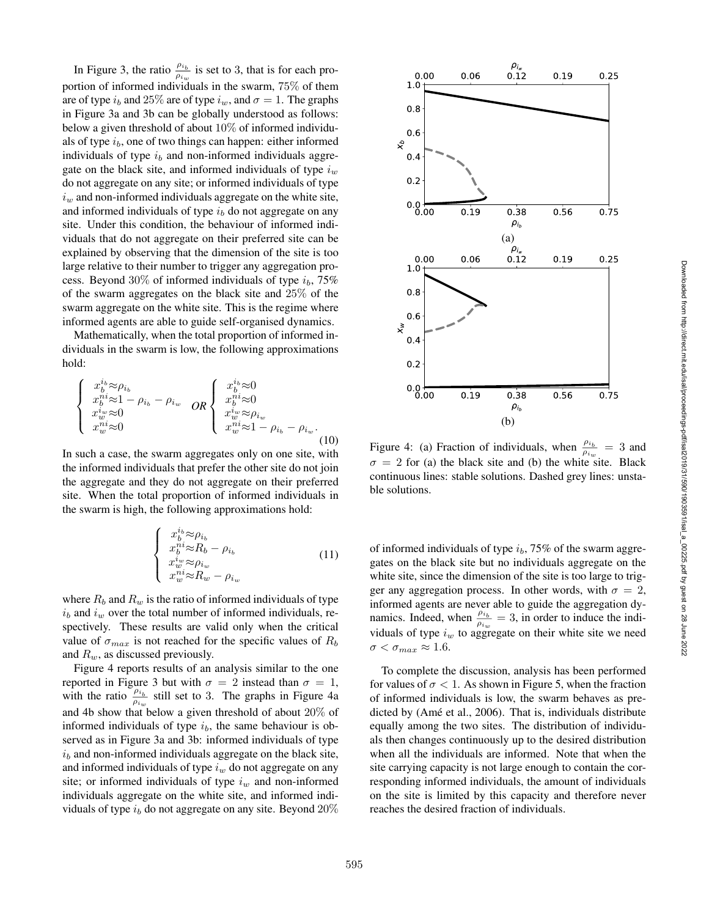In Figure 3, the ratio $\frac{\rho_{i_b}}{\rho_{i_w}}$ is set to 3, that is for each proportion of informed individuals in the swarm, $75\%$ of them are of type $i_b$ and $25\%$ are of type $i_w$, and $\sigma = 1$. The graphs in Figure 3a and 3b can be globally understood as follows: below a given threshold of about $10\%$ of informed individuals of type $i_b$, one of two things can happen: either informed individuals of type $i_b$ and non-informed individuals aggregate on the black site, and informed individuals of type $i_w$ do not aggregate on any site; or informed individuals of type $i_w$ and non-informed individuals aggregate on the white site, and informed individuals of type $i_b$ do not aggregate on any site. Under this condition, the behaviour of informed individuals that do not aggregate on their preferred site can be explained by observing that the dimension of the site is too large relative to their number to trigger any aggregation process. Beyond $30\%$ of informed individuals of type $i_b$, $75\%$ of the swarm aggregates on the black site and $25\%$ of the swarm aggregate on the white site. This is the regime where informed agents are able to guide self-organised dynamics.

Mathematically, when the total proportion of informed individuals in the swarm is low, the following approximations hold:

$$\begin{cases} x_b^{i_b} \approx \rho_{i_b} \\ x_b^{ni} \approx 1 - \rho_{i_b} - \rho_{i_w} \\ x_w^{i_w} \approx 0 \\ x_w^{ni} \approx 0 \end{cases} OR \begin{cases} x_b^{i_b} \approx 0 \\ x_b^{ni} \approx 0 \\ x_w^{i_w} \approx \rho_{i_w} \\ x_w^{ni} \approx 1 - \rho_{i_b} - \rho_{i_w}. \end{cases} \tag{10}$$

In such a case, the swarm aggregates only on one site, with the informed individuals that prefer the other site do not join the aggregate and they do not aggregate on their preferred site. When the total proportion of informed individuals in the swarm is high, the following approximations hold:

$$\begin{cases} x_b^{i_b} \approx \rho_{i_b} \\ x_b^{ni} \approx R_b - \rho_{i_b} \\ x_w^{i_w} \approx \rho_{i_w} \\ x_w^{ni} \approx R_w - \rho_{i_w} \end{cases} \tag{11}$$

where $R_b$ and $R_w$ is the ratio of informed individuals of type $i_b$ and $i_w$ over the total number of informed individuals, respectively. These results are valid only when the critical value of $\sigma_{max}$ is not reached for the specific values of $R_b$ and $R_w$, as discussed previously.

Figure 4 reports results of an analysis similar to the one reported in Figure 3 but with $\sigma = 2$ instead than $\sigma = 1$, with the ratio $\frac{\rho_{i_b}}{\rho_{i_w}}$ still set to 3. The graphs in Figure 4a and 4b show that below a given threshold of about $20\%$ of informed individuals of type $i_b$, the same behaviour is observed as in Figure 3a and 3b: informed individuals of type $i_b$ and non-informed individuals aggregate on the black site, and informed individuals of type $i_w$ do not aggregate on any site; or informed individuals of type $i_w$ and non-informed individuals aggregate on the white site, and informed individuals of type $i_b$ do not aggregate on any site. Beyond $20\%$ of informed individuals of type $i_b$, $75\%$ of the swarm aggregates on the black site but no individuals aggregate on the white site, since the dimension of the site is too large to trigger any aggregation process. In other words, with $\sigma = 2$, informed agents are never able to guide the aggregation dynamics. Indeed, when $\frac{\rho_{i_b}}{\rho_{i_w}} = 3$, in order to induce the individuals of type $i_w$ to aggregate on their white site we need $\sigma < \sigma_{max} \approx 1.6$.

Figure 4: (a) Fraction of individuals, when $\frac{\rho_{i_b}}{\rho_{i_w}} = 3$ and $\sigma = 2$ for (a) the black site and (b) the white site. Black continuous lines: stable solutions. Dashed grey lines: unstable solutions.

To complete the discussion, analysis has been performed for values of $\sigma < 1$. As shown in Figure 5, when the fraction of informed individuals is low, the swarm behaves as predicted by (Amé et al., 2006). That is, individuals distribute equally among the two sites. The distribution of individuals then changes continuously up to the desired distribution when all the individuals are informed. Note that when the site carrying capacity is not large enough to contain the corresponding informed individuals, the amount of individuals on the site is limited by this capacity and therefore never reaches the desired fraction of individuals.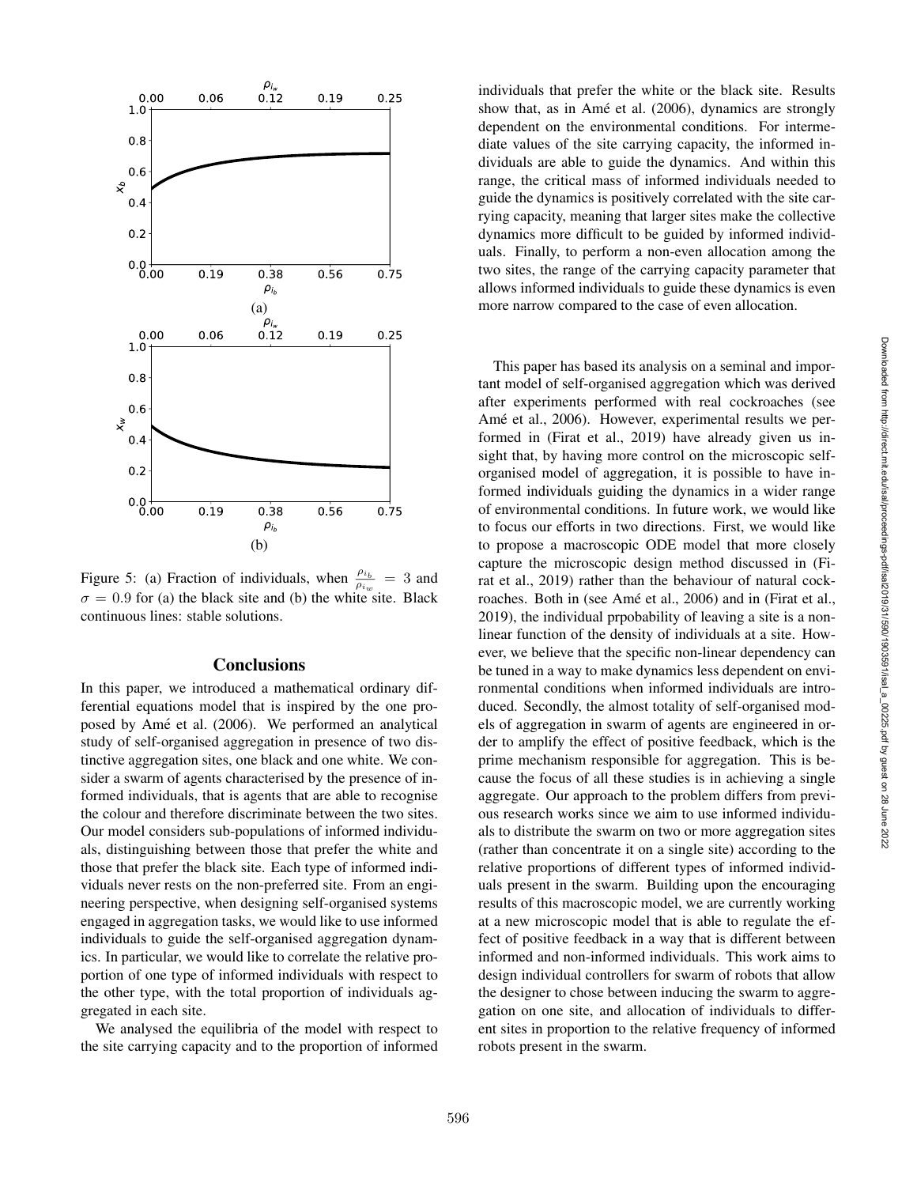$\rho_{i_w}$

0.00 0.06 0.12 0.19 0.25

1.0

0.8

0.6

$x_b$

0.4

0.2

0.0

0.00 0.19 0.38 0.56 0.75

$\rho_{i_b}$

(a)

$\rho_{i_w}$

0.00 0.06 0.12 0.19 0.25

1.0

0.8

0.6

$x_w$

0.4

0.2

0.0

0.00 0.19 0.38 0.56 0.75

$\rho_{i_b}$

(b)

Figure 5: (a) Fraction of individuals, when $\frac{\rho_{i_b}}{\rho_{i_w}} = 3$ and $\sigma = 0.9$ for (a) the black site and (b) the white site. Black continuous lines: stable solutions.

## Conclusions

In this paper, we introduced a mathematical ordinary differential equations model that is inspired by the one proposed by Amé et al. (2006). We performed an analytical study of self-organised aggregation in presence of two distinctive aggregation sites, one black and one white. We consider a swarm of agents characterised by the presence of informed individuals, that is agents that are able to recognise the colour and therefore discriminate between the two sites. Our model considers sub-populations of informed individuals, distinguishing between those that prefer the white and those that prefer the black site. Each type of informed individuals never rests on the non-preferred site. From an engineering perspective, when designing self-organised systems engaged in aggregation tasks, we would like to use informed individuals to guide the self-organised aggregation dynamics. In particular, we would like to correlate the relative proportion of one type of informed individuals with respect to the other type, with the total proportion of individuals aggregated in each site.

We analysed the equilibria of the model with respect to the site carrying capacity and to the proportion of informed individuals that prefer the white or the black site. Results show that, as in Amé et al. (2006), dynamics are strongly dependent on the environmental conditions. For intermediate values of the site carrying capacity, the informed individuals are able to guide the dynamics. And within this range, the critical mass of informed individuals needed to guide the dynamics is positively correlated with the site carrying capacity, meaning that larger sites make the collective dynamics more difficult to be guided by informed individuals. Finally, to perform a non-even allocation among the two sites, the range of the carrying capacity parameter that allows informed individuals to guide these dynamics is even more narrow compared to the case of even allocation.

This paper has based its analysis on a seminal and important model of self-organised aggregation which was derived after experiments performed with real cockroaches (see Amé et al., 2006). However, experimental results we performed in (Firat et al., 2019) have already given us insight that, by having more control on the microscopic self-organised model of aggregation, it is possible to have informed individuals guiding the dynamics in a wider range of environmental conditions. In future work, we would like to focus our efforts in two directions. First, we would like to propose a macroscopic ODE model that more closely capture the microscopic design method discussed in (Firat et al., 2019) rather than the behaviour of natural cockroaches. Both in (see Amé et al., 2006) and in (Firat et al., 2019), the individual prpobability of leaving a site is a non-linear function of the density of individuals at a site. However, we believe that the specific non-linear dependency can be tuned in a way to make dynamics less dependent on environmental conditions when informed individuals are introduced. Secondly, the almost totality of self-organised models of aggregation in swarm of agents are engineered in order to amplify the effect of positive feedback, which is the prime mechanism responsible for aggregation. This is because the focus of all these studies is in achieving a single aggregate. Our approach to the problem differs from previous research works since we aim to use informed individuals to distribute the swarm on two or more aggregation sites (rather than concentrate it on a single site) according to the relative proportions of different types of informed individuals present in the swarm. Building upon the encouraging results of this macroscopic model, we are currently working at a new microscopic model that is able to regulate the effect of positive feedback in a way that is different between informed and non-informed individuals. This work aims to design individual controllers for swarm of robots that allow the designer to chose between inducing the swarm to aggregation on one site, and allocation of individuals to different sites in proportion to the relative frequency of informed robots present in the swarm.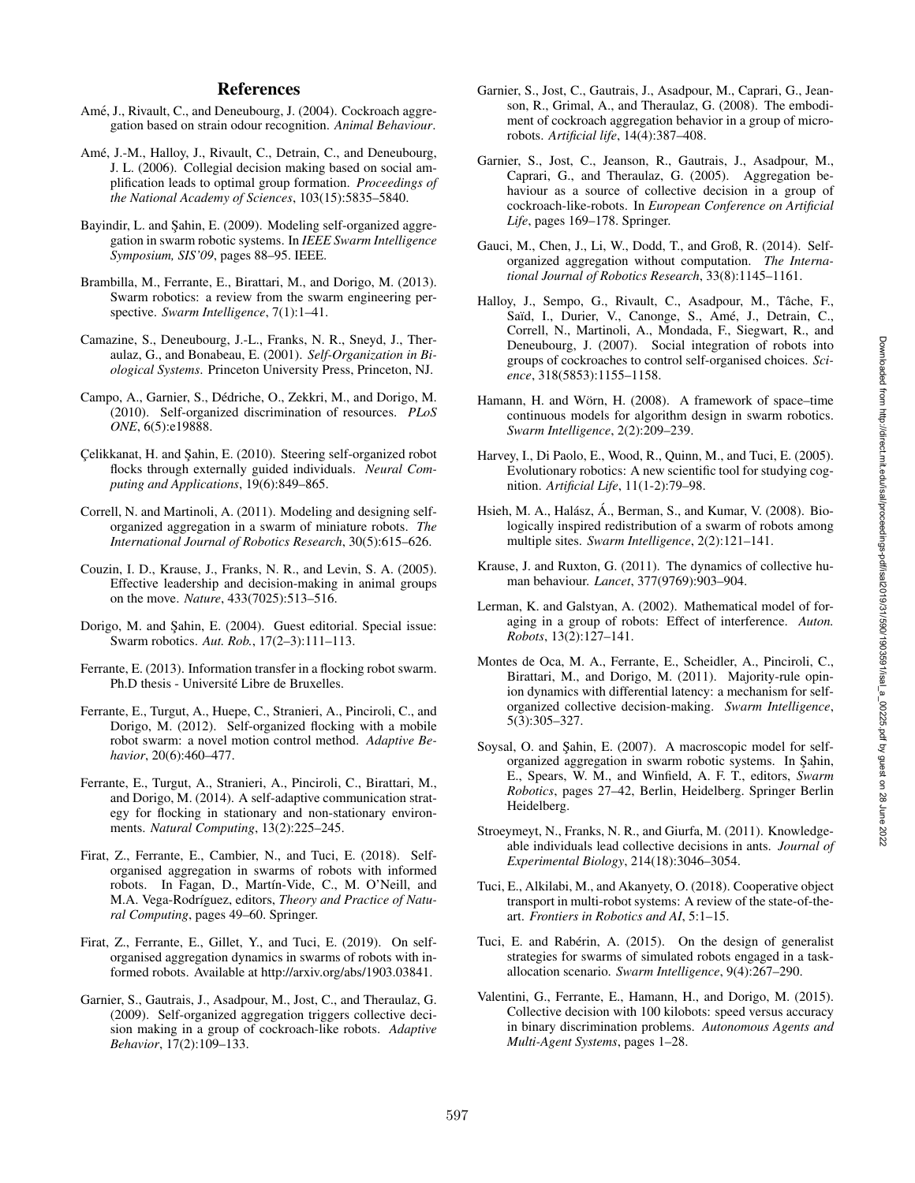## References

Amé, J., Rivault, C., and Deneubourg, J. (2004). Cockroach aggregation based on strain odour recognition. *Animal Behaviour*.

Amé, J.-M., Halloy, J., Rivault, C., Detrain, C., and Deneubourg, J. L. (2006). Collegial decision making based on social amplification leads to optimal group formation. *Proceedings of the National Academy of Sciences*, 103(15):5835–5840.

Bayindir, L. and Şahin, E. (2009). Modeling self-organized aggregation in swarm robotic systems. In *IEEE Swarm Intelligence Symposium, SIS'09*, pages 88–95. IEEE.

Brambilla, M., Ferrante, E., Birattari, M., and Dorigo, M. (2013). Swarm robotics: a review from the swarm engineering perspective. *Swarm Intelligence*, 7(1):1–41.

Camazine, S., Deneubourg, J.-L., Franks, N. R., Sneyd, J., Theraulaz, G., and Bonabeau, E. (2001). *Self-Organization in Biological Systems*. Princeton University Press, Princeton, NJ.

Campo, A., Garnier, S., Dédriche, O., Zekkri, M., and Dorigo, M. (2010). Self-organized discrimination of resources. *PLoS ONE*, 6(5):e19888.

Çelikkanat, H. and Şahin, E. (2010). Steering self-organized robot flocks through externally guided individuals. *Neural Computing and Applications*, 19(6):849–865.

Correll, N. and Martinoli, A. (2011). Modeling and designing self-organized aggregation in a swarm of miniature robots. *The International Journal of Robotics Research*, 30(5):615–626.

Couzin, I. D., Krause, J., Franks, N. R., and Levin, S. A. (2005). Effective leadership and decision-making in animal groups on the move. *Nature*, 433(7025):513–516.

Dorigo, M. and Şahin, E. (2004). Guest editorial. Special issue: Swarm robotics. *Aut. Rob.*, 17(2–3):111–113.

Ferrante, E. (2013). Information transfer in a flocking robot swarm. Ph.D thesis - Université Libre de Bruxelles.

Ferrante, E., Turgut, A., Huepe, C., Stranieri, A., Pinciroli, C., and Dorigo, M. (2012). Self-organized flocking with a mobile robot swarm: a novel motion control method. *Adaptive Behavior*, 20(6):460–477.

Ferrante, E., Turgut, A., Stranieri, A., Pinciroli, C., Birattari, M., and Dorigo, M. (2014). A self-adaptive communication strategy for flocking in stationary and non-stationary environments. *Natural Computing*, 13(2):225–245.

Firat, Z., Ferrante, E., Cambier, N., and Tuci, E. (2018). Self-organised aggregation in swarms of robots with informed robots. In Fagan, D., Martín-Vide, C., M. O'Neill, and M.A. Vega-Rodríguez, editors, *Theory and Practice of Natural Computing*, pages 49–60. Springer.

Firat, Z., Ferrante, E., Gillet, Y., and Tuci, E. (2019). On self-organised aggregation dynamics in swarms of robots with informed robots. Available at http://arxiv.org/abs/1903.03841.

Garnier, S., Gautrais, J., Asadpour, M., Jost, C., and Theraulaz, G. (2009). Self-organized aggregation triggers collective decision making in a group of cockroach-like robots. *Adaptive Behavior*, 17(2):109–133.

Garnier, S., Jost, C., Gautrais, J., Asadpour, M., Caprari, G., Jeanson, R., Grimal, A., and Theraulaz, G. (2008). The embodiment of cockroach aggregation behavior in a group of micro-robots. *Artificial life*, 14(4):387–408.

Garnier, S., Jost, C., Jeanson, R., Gautrais, J., Asadpour, M., Caprari, G., and Theraulaz, G. (2005). Aggregation behaviour as a source of collective decision in a group of cockroach-like-robots. In *European Conference on Artificial Life*, pages 169–178. Springer.

Gauci, M., Chen, J., Li, W., Dodd, T., and Groß, R. (2014). Self-organized aggregation without computation. *The International Journal of Robotics Research*, 33(8):1145–1161.

Halloy, J., Sempo, G., Rivault, C., Asadpour, M., Tâche, F., Saïd, I., Durier, V., Canonge, S., Amé, J., Detrain, C., Correll, N., Martinoli, A., Mondada, F., Siegwart, R., and Deneubourg, J. (2007). Social integration of robots into groups of cockroaches to control self-organised choices. *Science*, 318(5853):1155–1158.

Hamann, H. and Wörn, H. (2008). A framework of space–time continuous models for algorithm design in swarm robotics. *Swarm Intelligence*, 2(2):209–239.

Harvey, I., Di Paolo, E., Wood, R., Quinn, M., and Tuci, E. (2005). Evolutionary robotics: A new scientific tool for studying cognition. *Artificial Life*, 11(1-2):79–98.

Hsieh, M. A., Halász, Á., Berman, S., and Kumar, V. (2008). Biologically inspired redistribution of a swarm of robots among multiple sites. *Swarm Intelligence*, 2(2):121–141.

Krause, J. and Ruxton, G. (2011). The dynamics of collective human behaviour. *Lancet*, 377(9769):903–904.

Lerman, K. and Galstyan, A. (2002). Mathematical model of foraging in a group of robots: Effect of interference. *Auton. Robots*, 13(2):127–141.

Montes de Oca, M. A., Ferrante, E., Scheidler, A., Pinciroli, C., Birattari, M., and Dorigo, M. (2011). Majority-rule opinion dynamics with differential latency: a mechanism for self-organized collective decision-making. *Swarm Intelligence*, 5(3):305–327.

Soysal, O. and Şahin, E. (2007). A macroscopic model for self-organized aggregation in swarm robotic systems. In Şahin, E., Spears, W. M., and Winfield, A. F. T., editors, *Swarm Robotics*, pages 27–42, Berlin, Heidelberg. Springer Berlin Heidelberg.

Stroeymeyt, N., Franks, N. R., and Giurfa, M. (2011). Knowledgeable individuals lead collective decisions in ants. *Journal of Experimental Biology*, 214(18):3046–3054.

Tuci, E., Alkilabi, M., and Akanyety, O. (2018). Cooperative object transport in multi-robot systems: A review of the state-of-the-art. *Frontiers in Robotics and AI*, 5:1–15.

Tuci, E. and Rabérin, A. (2015). On the design of generalist strategies for swarms of simulated robots engaged in a task-allocation scenario. *Swarm Intelligence*, 9(4):267–290.

Valentini, G., Ferrante, E., Hamann, H., and Dorigo, M. (2015). Collective decision with 100 kilobots: speed versus accuracy in binary discrimination problems. *Autonomous Agents and Multi-Agent Systems*, pages 1–28.